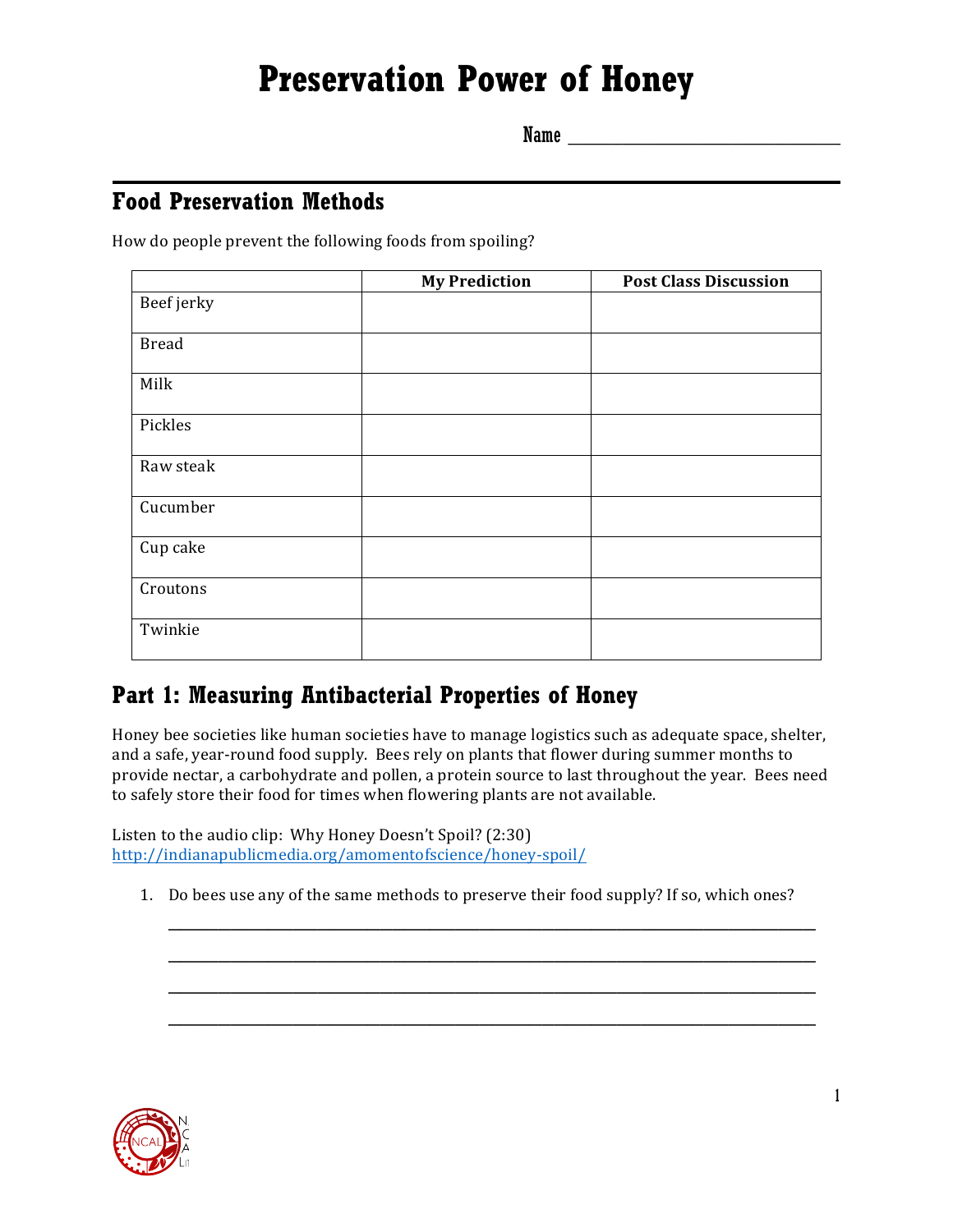# Preservation Power of Honey

Name ______________________________

## Food Preservation Methods

How do people prevent the following foods from spoiling?

| | My Prediction | Post Class Discussion |
|---|---|---|
| Beef jerky | | |
| Bread | | |
| Milk | | |
| Pickles | | |
| Raw steak | | |
| Cucumber | | |
| Cup cake | | |
| Croutons | | |
| Twinkie | | |

## Part 1: Measuring Antibacterial Properties of Honey

Honey bee societies like human societies have to manage logistics such as adequate space, shelter, and a safe, year-round food supply. Bees rely on plants that flower during summer months to provide nectar, a carbohydrate and pollen, a protein source to last throughout the year. Bees need to safely store their food for times when flowering plants are not available.

Listen to the audio clip: Why Honey Doesn't Spoil? (2:30)
http://indianapublicmedia.org/amomentofscience/honey-spoil/

1. Do bees use any of the same methods to preserve their food supply? If so, which ones?

   ______________________________________________________________________________

   ______________________________________________________________________________

   ______________________________________________________________________________

   ______________________________________________________________________________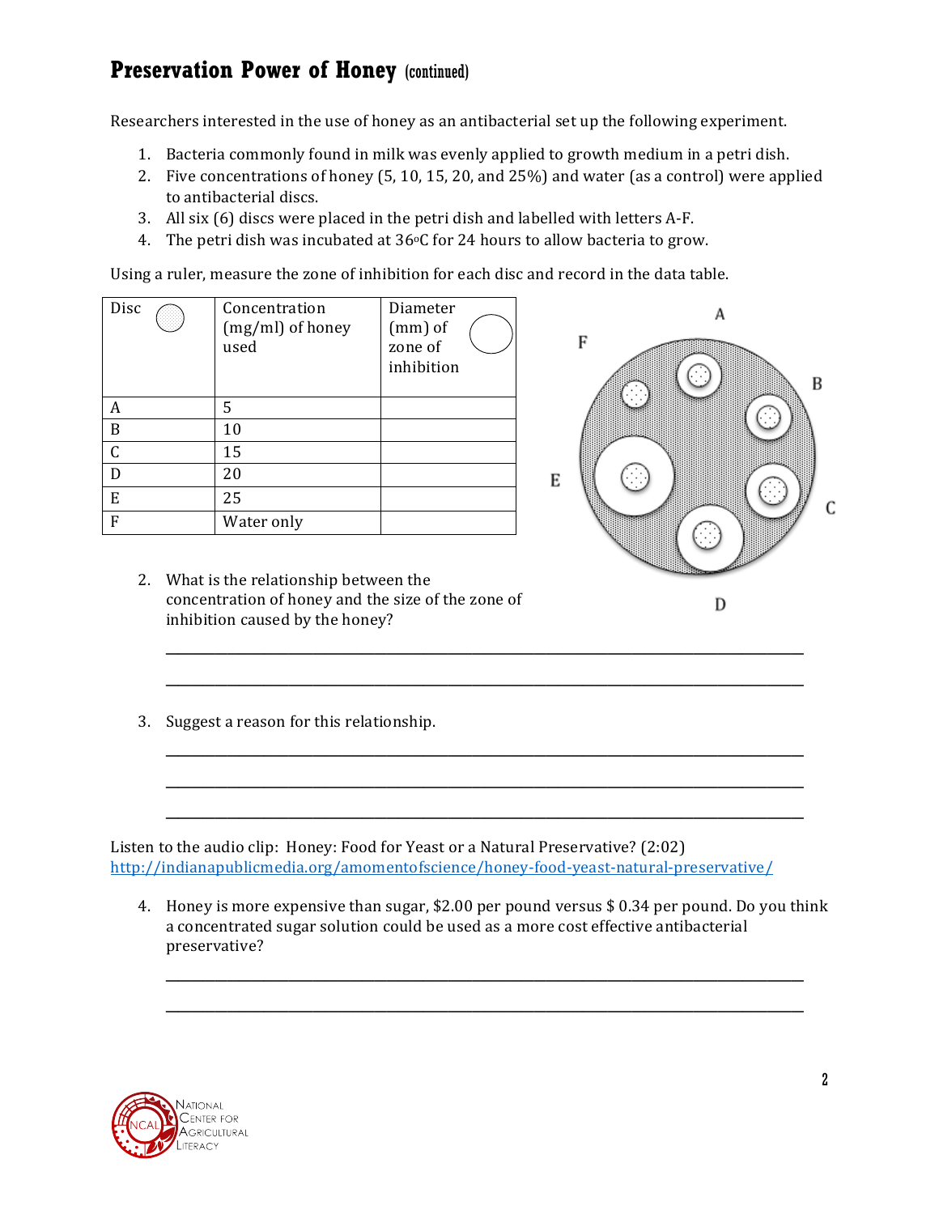## Preservation Power of Honey (continued)

Researchers interested in the use of honey as an antibacterial set up the following experiment.

1. Bacteria commonly found in milk was evenly applied to growth medium in a petri dish.
2. Five concentrations of honey (5, 10, 15, 20, and 25%) and water (as a control) were applied to antibacterial discs.
3. All six (6) discs were placed in the petri dish and labelled with letters A-F.
4. The petri dish was incubated at 36°C for 24 hours to allow bacteria to grow.

Using a ruler, measure the zone of inhibition for each disc and record in the data table.

| Disc | Concentration (mg/ml) of honey used | Diameter (mm) of zone of inhibition |
|---|---|---|
| A | 5 | |
| B | 10 | |
| C | 15 | |
| D | 20 | |
| E | 25 | |
| F | Water only | |

2. What is the relationship between the concentration of honey and the size of the zone of inhibition caused by the honey?

_______________________________________________________________________________

_______________________________________________________________________________

3. Suggest a reason for this relationship.

_______________________________________________________________________________

_______________________________________________________________________________

_______________________________________________________________________________

Listen to the audio clip: Honey: Food for Yeast or a Natural Preservative? (2:02)
http://indianapublicmedia.org/amomentofscience/honey-food-yeast-natural-preservative/

4. Honey is more expensive than sugar, $2.00 per pound versus $ 0.34 per pound. Do you think a concentrated sugar solution could be used as a more cost effective antibacterial preservative?

_______________________________________________________________________________

_______________________________________________________________________________

National Center for Agricultural Literacy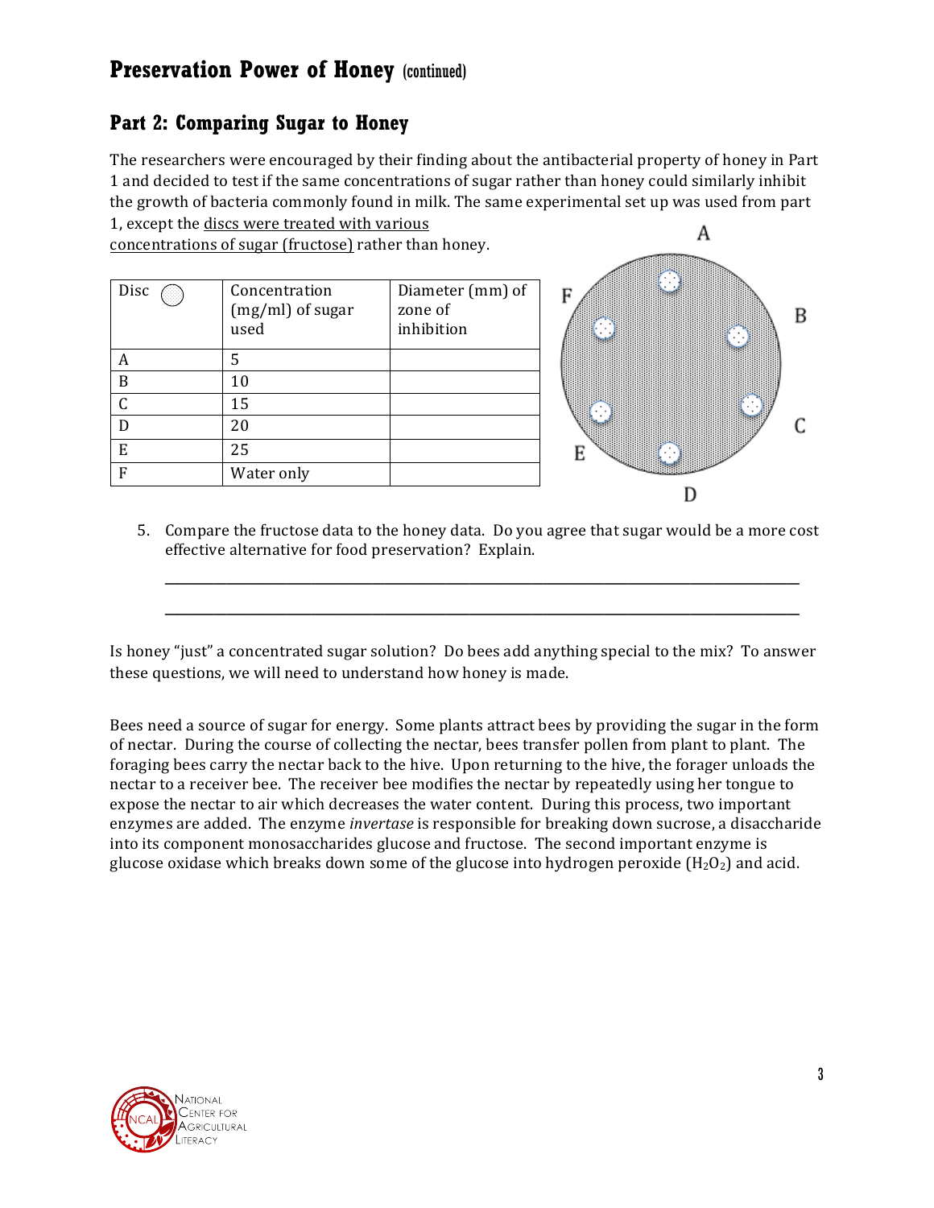## Preservation Power of Honey (continued)

### Part 2: Comparing Sugar to Honey

The researchers were encouraged by their finding about the antibacterial property of honey in Part 1 and decided to test if the same concentrations of sugar rather than honey could similarly inhibit the growth of bacteria commonly found in milk. The same experimental set up was used from part 1, except the discs were treated with various concentrations of sugar (fructose) rather than honey.

| Disc | Concentration (mg/ml) of sugar used | Diameter (mm) of zone of inhibition |
| --- | --- | --- |
| A | 5 | |
| B | 10 | |
| C | 15 | |
| D | 20 | |
| E | 25 | |
| F | Water only | |

5. Compare the fructose data to the honey data. Do you agree that sugar would be a more cost effective alternative for food preservation? Explain.

______________________________________________________________________________

______________________________________________________________________________

Is honey "just" a concentrated sugar solution? Do bees add anything special to the mix? To answer these questions, we will need to understand how honey is made.

Bees need a source of sugar for energy. Some plants attract bees by providing the sugar in the form of nectar. During the course of collecting the nectar, bees transfer pollen from plant to plant. The foraging bees carry the nectar back to the hive. Upon returning to the hive, the forager unloads the nectar to a receiver bee. The receiver bee modifies the nectar by repeatedly using her tongue to expose the nectar to air which decreases the water content. During this process, two important enzymes are added. The enzyme *invertase* is responsible for breaking down sucrose, a disaccharide into its component monosaccharides glucose and fructose. The second important enzyme is glucose oxidase which breaks down some of the glucose into hydrogen peroxide ($H_2O_2$) and acid.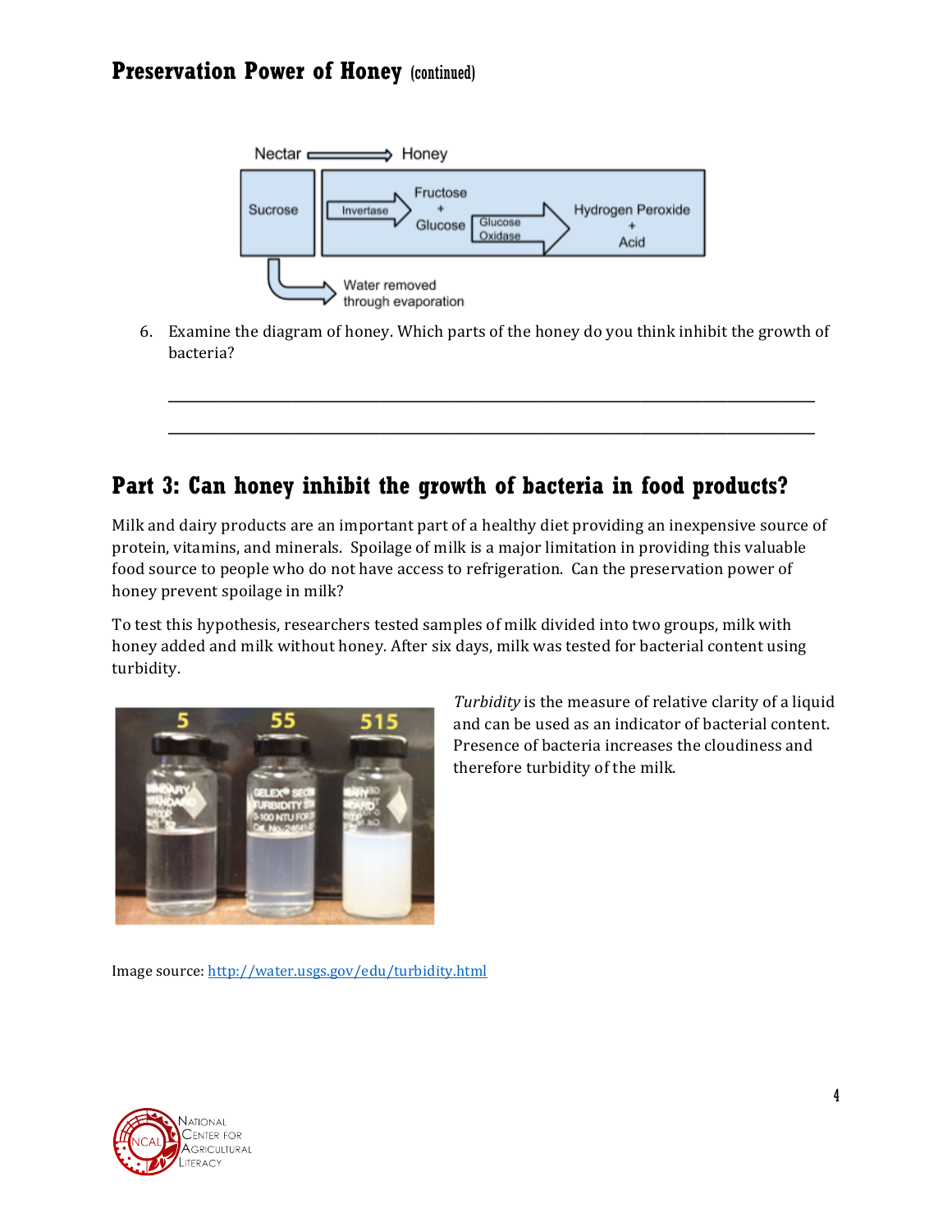## Preservation Power of Honey (continued)

Nectar → Honey

Sucrose → Invertase → Fructose + Glucose → Glucose Oxidase → Hydrogen Peroxide + Acid

Water removed through evaporation

6. Examine the diagram of honey. Which parts of the honey do you think inhibit the growth of bacteria?

____________________________________________________________________________

____________________________________________________________________________

## Part 3: Can honey inhibit the growth of bacteria in food products?

Milk and dairy products are an important part of a healthy diet providing an inexpensive source of protein, vitamins, and minerals. Spoilage of milk is a major limitation in providing this valuable food source to people who do not have access to refrigeration. Can the preservation power of honey prevent spoilage in milk?

To test this hypothesis, researchers tested samples of milk divided into two groups, milk with honey added and milk without honey. After six days, milk was tested for bacterial content using turbidity.

*Turbidity* is the measure of relative clarity of a liquid and can be used as an indicator of bacterial content. Presence of bacteria increases the cloudiness and therefore turbidity of the milk.

Image source: http://water.usgs.gov/edu/turbidity.html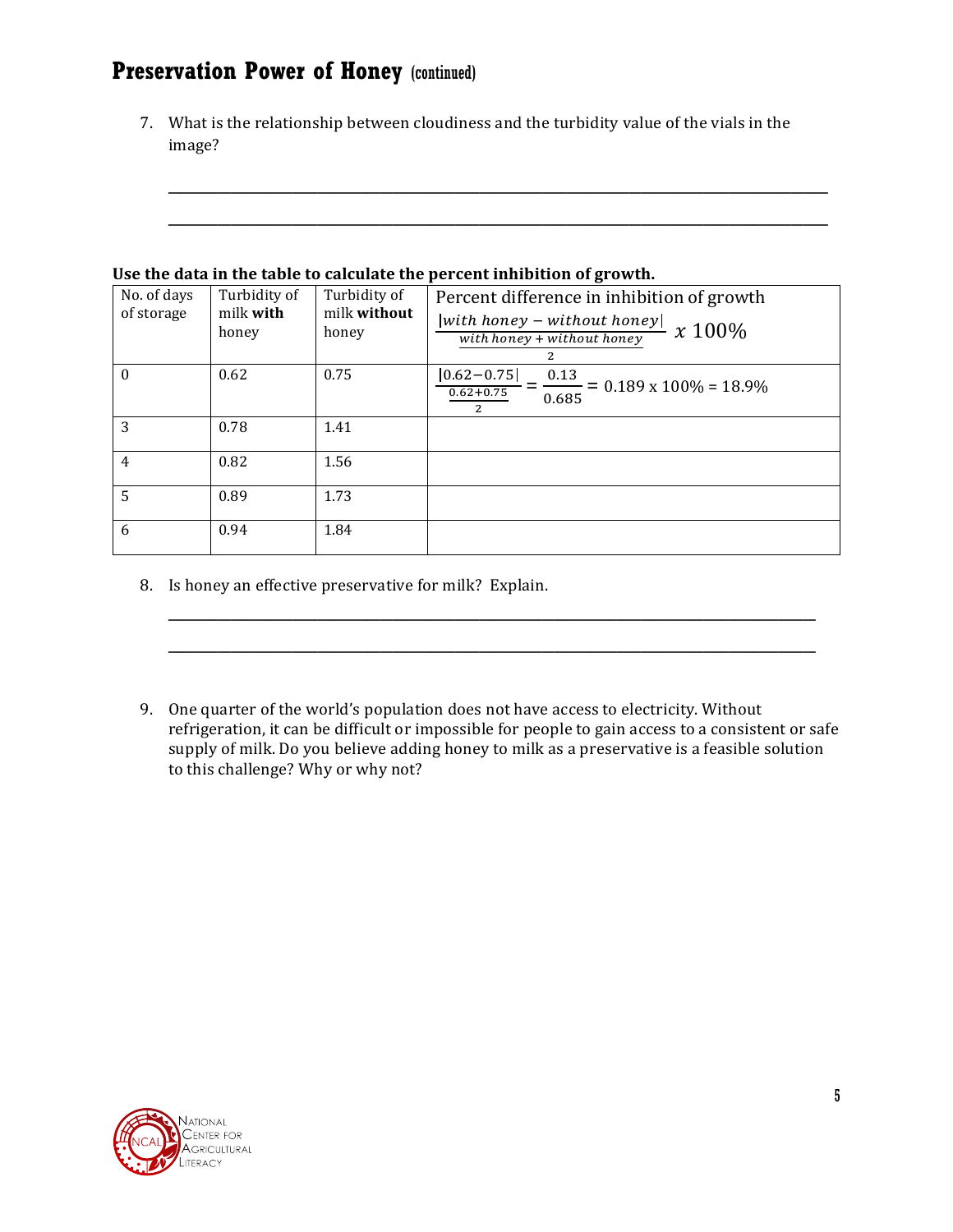## Preservation Power of Honey (continued)

7. What is the relationship between cloudiness and the turbidity value of the vials in the image?

________________________________________________________________________________

________________________________________________________________________________

**Use the data in the table to calculate the percent inhibition of growth.**

| No. of days of storage | Turbidity of milk **with** honey | Turbidity of milk **without** honey | Percent difference in inhibition of growth $\frac{\lvert with\ honey - without\ honey \rvert}{\frac{with\ honey\ +\ without\ honey}{2}}\ x\ 100\%$ |
|---|---|---|---|
| 0 | 0.62 | 0.75 | $\frac{\lvert 0.62-0.75 \rvert}{\frac{0.62+0.75}{2}} = \frac{0.13}{0.685} = 0.189 \text{ x } 100\% = 18.9\%$ |
| 3 | 0.78 | 1.41 | |
| 4 | 0.82 | 1.56 | |
| 5 | 0.89 | 1.73 | |
| 6 | 0.94 | 1.84 | |

8. Is honey an effective preservative for milk? Explain.

________________________________________________________________________________

________________________________________________________________________________

9. One quarter of the world's population does not have access to electricity. Without refrigeration, it can be difficult or impossible for people to gain access to a consistent or safe supply of milk. Do you believe adding honey to milk as a preservative is a feasible solution to this challenge? Why or why not?

National Center for Agricultural Literacy